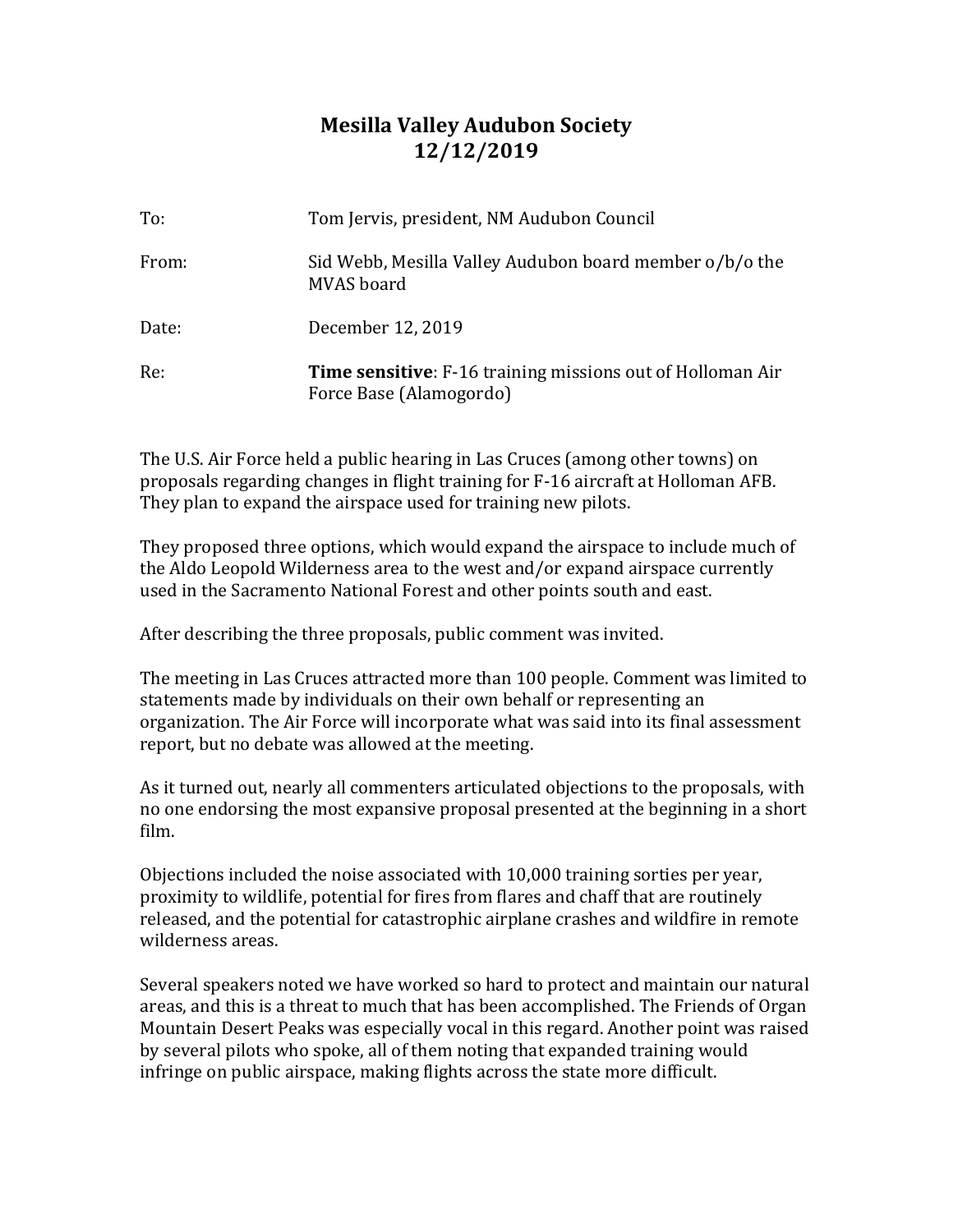# Mesilla Valley Audubon Society
# 12/12/2019

| | |
|---|---|
| To: | Tom Jervis, president, NM Audubon Council |
| From: | Sid Webb, Mesilla Valley Audubon board member o/b/o the MVAS board |
| Date: | December 12, 2019 |
| Re: | **Time sensitive**: F-16 training missions out of Holloman Air Force Base (Alamogordo) |

The U.S. Air Force held a public hearing in Las Cruces (among other towns) on proposals regarding changes in flight training for F-16 aircraft at Holloman AFB. They plan to expand the airspace used for training new pilots.

They proposed three options, which would expand the airspace to include much of the Aldo Leopold Wilderness area to the west and/or expand airspace currently used in the Sacramento National Forest and other points south and east.

After describing the three proposals, public comment was invited.

The meeting in Las Cruces attracted more than 100 people. Comment was limited to statements made by individuals on their own behalf or representing an organization. The Air Force will incorporate what was said into its final assessment report, but no debate was allowed at the meeting.

As it turned out, nearly all commenters articulated objections to the proposals, with no one endorsing the most expansive proposal presented at the beginning in a short film.

Objections included the noise associated with 10,000 training sorties per year, proximity to wildlife, potential for fires from flares and chaff that are routinely released, and the potential for catastrophic airplane crashes and wildfire in remote wilderness areas.

Several speakers noted we have worked so hard to protect and maintain our natural areas, and this is a threat to much that has been accomplished. The Friends of Organ Mountain Desert Peaks was especially vocal in this regard. Another point was raised by several pilots who spoke, all of them noting that expanded training would infringe on public airspace, making flights across the state more difficult.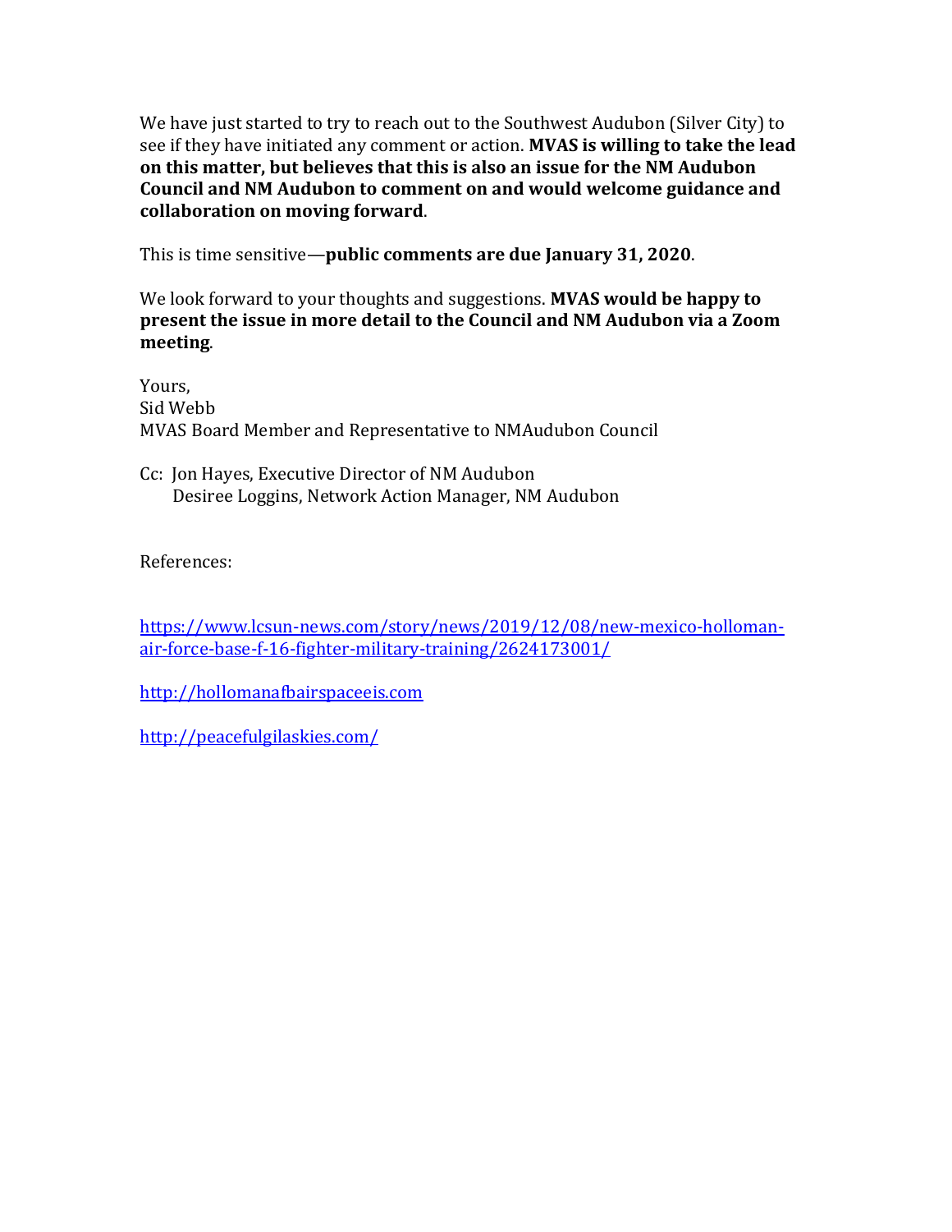We have just started to try to reach out to the Southwest Audubon (Silver City) to see if they have initiated any comment or action. **MVAS is willing to take the lead on this matter, but believes that this is also an issue for the NM Audubon Council and NM Audubon to comment on and would welcome guidance and collaboration on moving forward**.

This is time sensitive—**public comments are due January 31, 2020**.

We look forward to your thoughts and suggestions. **MVAS would be happy to present the issue in more detail to the Council and NM Audubon via a Zoom meeting**.

Yours,
Sid Webb
MVAS Board Member and Representative to NMAudubon Council

Cc: Jon Hayes, Executive Director of NM Audubon
Desiree Loggins, Network Action Manager, NM Audubon

References:

https://www.lcsun-news.com/story/news/2019/12/08/new-mexico-holloman-air-force-base-f-16-fighter-military-training/2624173001/

http://hollomanafbairspaceeis.com

http://peacefulgilaskies.com/